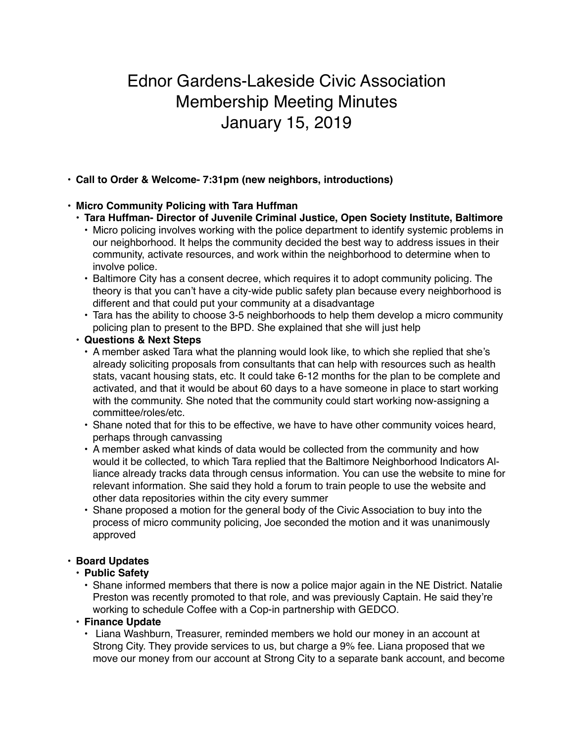# Ednor Gardens-Lakeside Civic Association
# Membership Meeting Minutes
# January 15, 2019

- **Call to Order & Welcome- 7:31pm (new neighbors, introductions)**

- **Micro Community Policing with Tara Huffman**
  - **Tara Huffman- Director of Juvenile Criminal Justice, Open Society Institute, Baltimore**
    - Micro policing involves working with the police department to identify systemic problems in our neighborhood. It helps the community decided the best way to address issues in their community, activate resources, and work within the neighborhood to determine when to involve police.
    - Baltimore City has a consent decree, which requires it to adopt community policing. The theory is that you can't have a city-wide public safety plan because every neighborhood is different and that could put your community at a disadvantage
    - Tara has the ability to choose 3-5 neighborhoods to help them develop a micro community policing plan to present to the BPD. She explained that she will just help
  - **Questions & Next Steps**
    - A member asked Tara what the planning would look like, to which she replied that she's already soliciting proposals from consultants that can help with resources such as health stats, vacant housing stats, etc. It could take 6-12 months for the plan to be complete and activated, and that it would be about 60 days to a have someone in place to start working with the community. She noted that the community could start working now-assigning a committee/roles/etc.
    - Shane noted that for this to be effective, we have to have other community voices heard, perhaps through canvassing
    - A member asked what kinds of data would be collected from the community and how would it be collected, to which Tara replied that the Baltimore Neighborhood Indicators Alliance already tracks data through census information. You can use the website to mine for relevant information. She said they hold a forum to train people to use the website and other data repositories within the city every summer
    - Shane proposed a motion for the general body of the Civic Association to buy into the process of micro community policing, Joe seconded the motion and it was unanimously approved

- **Board Updates**
  - **Public Safety**
    - Shane informed members that there is now a police major again in the NE District. Natalie Preston was recently promoted to that role, and was previously Captain. He said they're working to schedule Coffee with a Cop-in partnership with GEDCO.
  - **Finance Update**
    - Liana Washburn, Treasurer, reminded members we hold our money in an account at Strong City. They provide services to us, but charge a 9% fee. Liana proposed that we move our money from our account at Strong City to a separate bank account, and become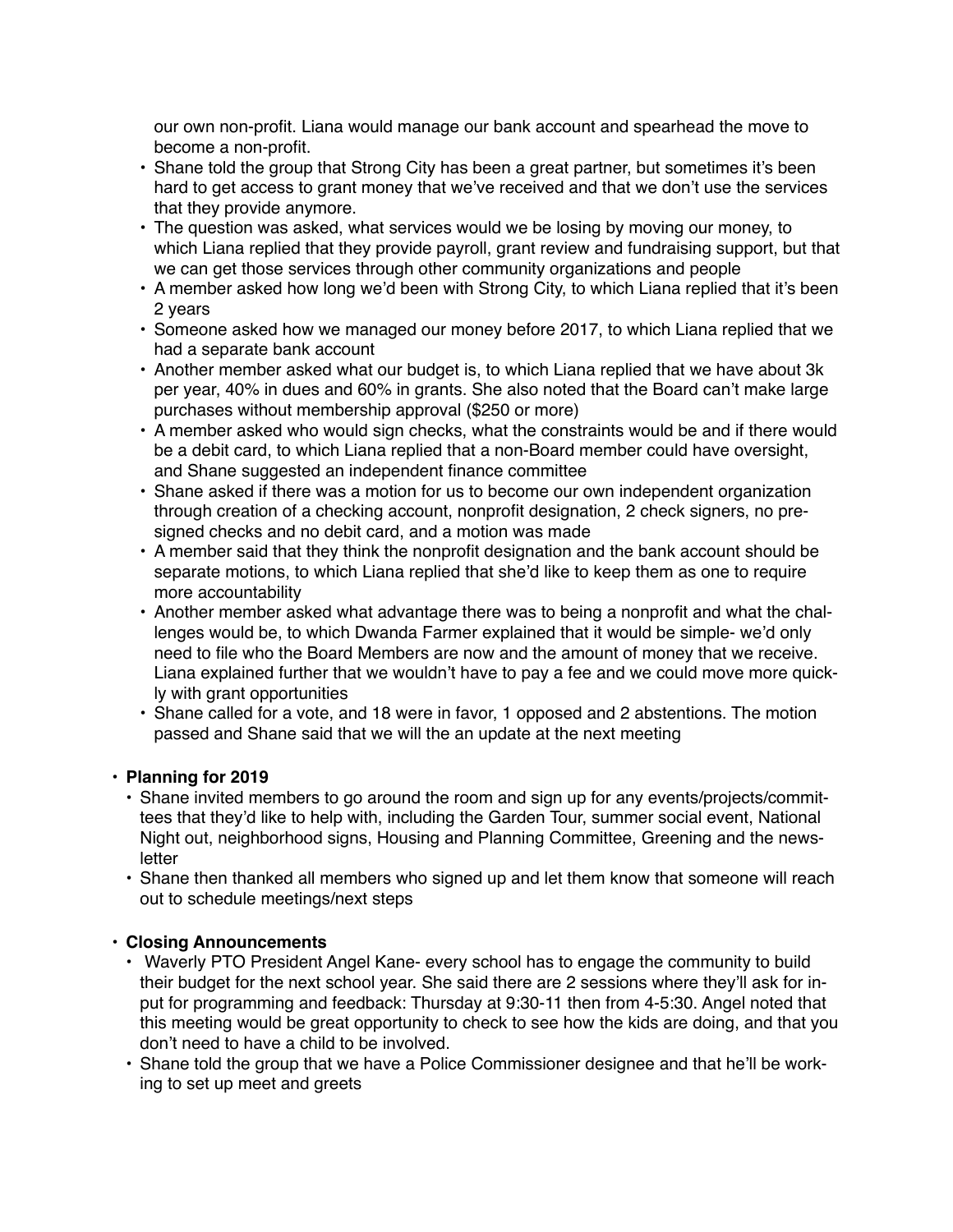our own non-profit. Liana would manage our bank account and spearhead the move to become a non-profit.

- Shane told the group that Strong City has been a great partner, but sometimes it's been hard to get access to grant money that we've received and that we don't use the services that they provide anymore.
- The question was asked, what services would we be losing by moving our money, to which Liana replied that they provide payroll, grant review and fundraising support, but that we can get those services through other community organizations and people
- A member asked how long we'd been with Strong City, to which Liana replied that it's been 2 years
- Someone asked how we managed our money before 2017, to which Liana replied that we had a separate bank account
- Another member asked what our budget is, to which Liana replied that we have about 3k per year, 40% in dues and 60% in grants. She also noted that the Board can't make large purchases without membership approval ($250 or more)
- A member asked who would sign checks, what the constraints would be and if there would be a debit card, to which Liana replied that a non-Board member could have oversight, and Shane suggested an independent finance committee
- Shane asked if there was a motion for us to become our own independent organization through creation of a checking account, nonprofit designation, 2 check signers, no pre-signed checks and no debit card, and a motion was made
- A member said that they think the nonprofit designation and the bank account should be separate motions, to which Liana replied that she'd like to keep them as one to require more accountability
- Another member asked what advantage there was to being a nonprofit and what the challenges would be, to which Dwanda Farmer explained that it would be simple- we'd only need to file who the Board Members are now and the amount of money that we receive. Liana explained further that we wouldn't have to pay a fee and we could move more quickly with grant opportunities
- Shane called for a vote, and 18 were in favor, 1 opposed and 2 abstentions. The motion passed and Shane said that we will the an update at the next meeting

- **Planning for 2019**
  - Shane invited members to go around the room and sign up for any events/projects/committees that they'd like to help with, including the Garden Tour, summer social event, National Night out, neighborhood signs, Housing and Planning Committee, Greening and the newsletter
  - Shane then thanked all members who signed up and let them know that someone will reach out to schedule meetings/next steps

- **Closing Announcements**
  - Waverly PTO President Angel Kane- every school has to engage the community to build their budget for the next school year. She said there are 2 sessions where they'll ask for input for programming and feedback: Thursday at 9:30-11 then from 4-5:30. Angel noted that this meeting would be great opportunity to check to see how the kids are doing, and that you don't need to have a child to be involved.
  - Shane told the group that we have a Police Commissioner designee and that he'll be working to set up meet and greets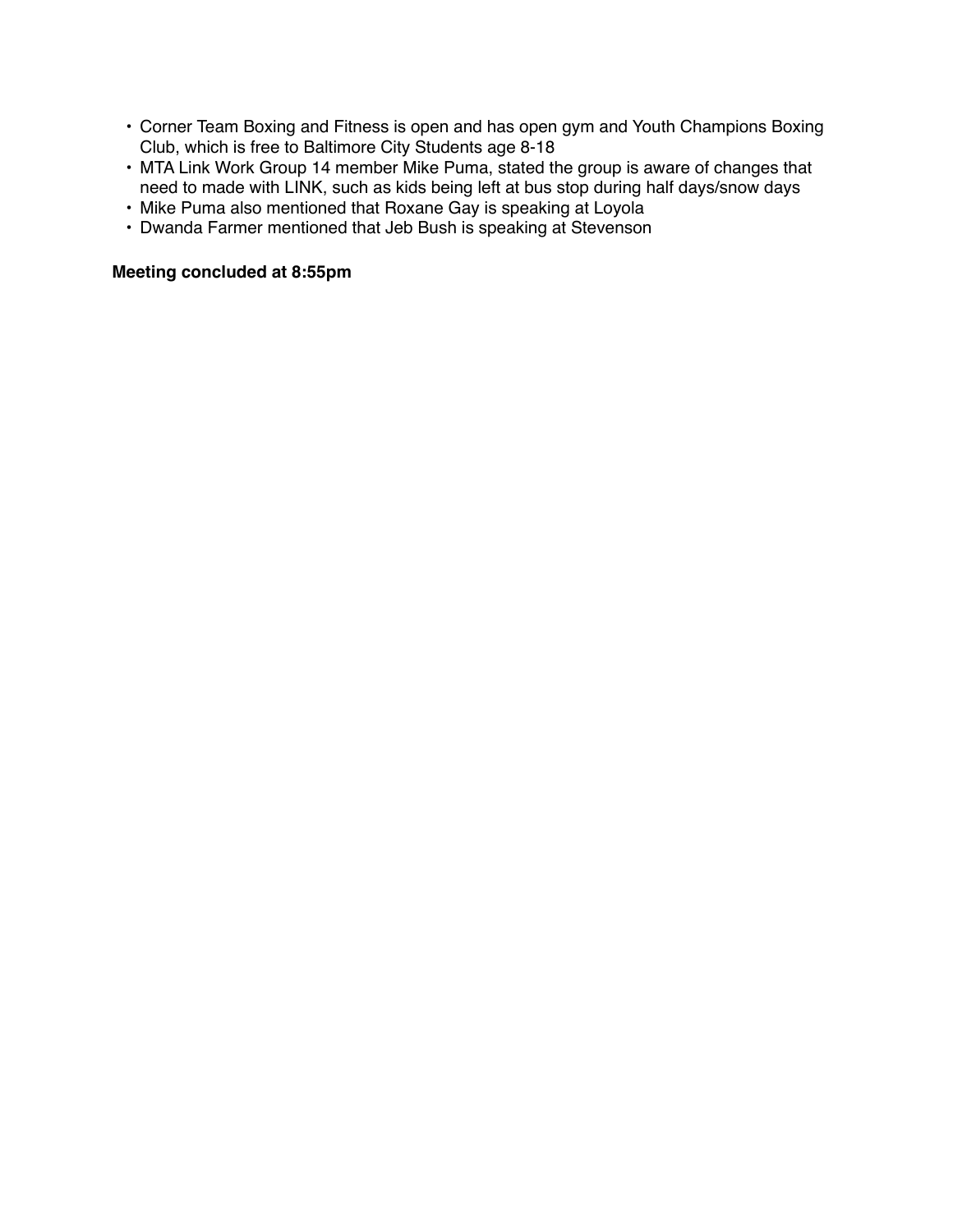- Corner Team Boxing and Fitness is open and has open gym and Youth Champions Boxing Club, which is free to Baltimore City Students age 8-18
- MTA Link Work Group 14 member Mike Puma, stated the group is aware of changes that need to made with LINK, such as kids being left at bus stop during half days/snow days
- Mike Puma also mentioned that Roxane Gay is speaking at Loyola
- Dwanda Farmer mentioned that Jeb Bush is speaking at Stevenson

**Meeting concluded at 8:55pm**